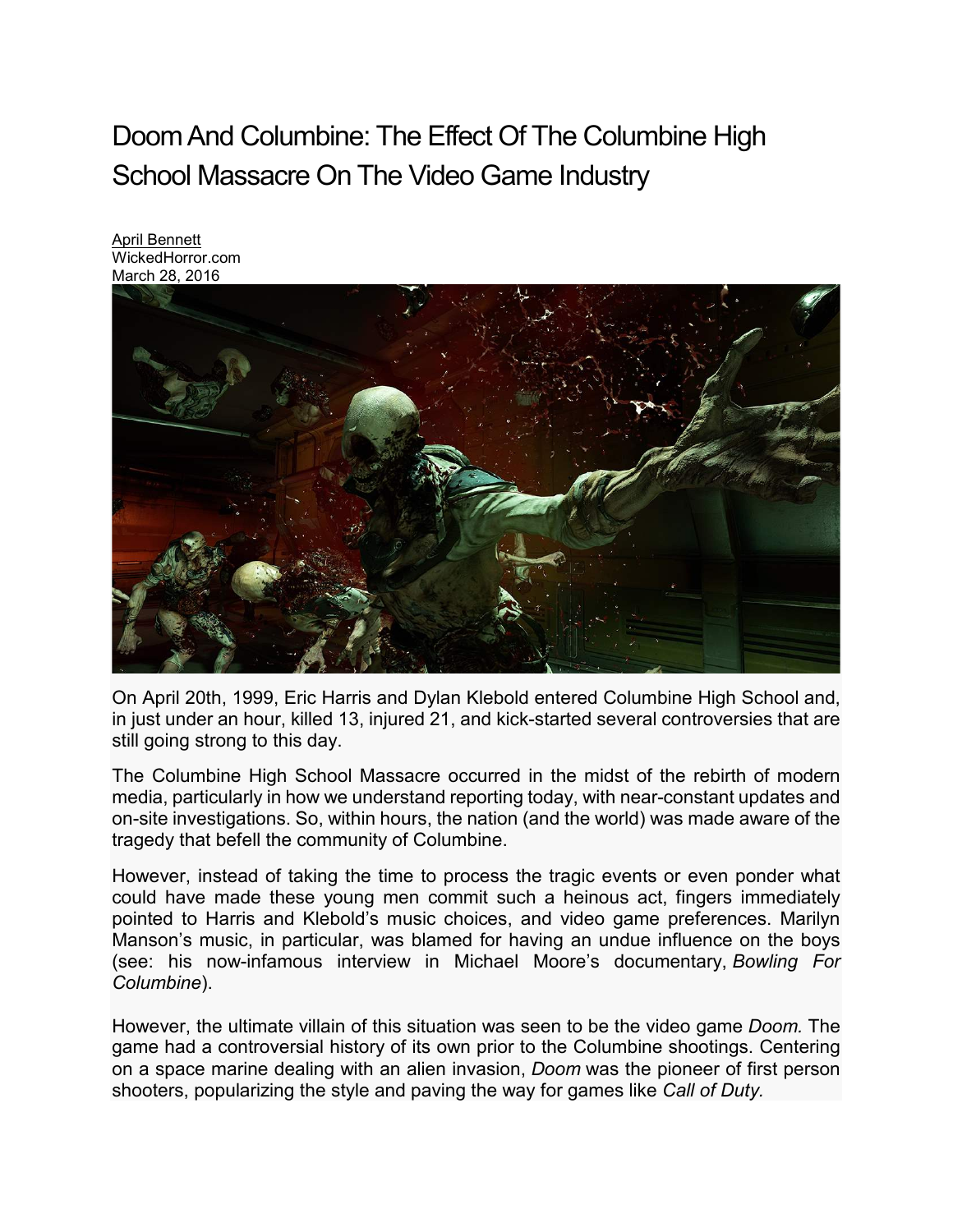# Doom And Columbine: The Effect Of The Columbine High School Massacre On The Video Game Industry

April Bennett
WickedHorror.com
March 28, 2016

On April 20th, 1999, Eric Harris and Dylan Klebold entered Columbine High School and, in just under an hour, killed 13, injured 21, and kick-started several controversies that are still going strong to this day.

The Columbine High School Massacre occurred in the midst of the rebirth of modern media, particularly in how we understand reporting today, with near-constant updates and on-site investigations. So, within hours, the nation (and the world) was made aware of the tragedy that befell the community of Columbine.

However, instead of taking the time to process the tragic events or even ponder what could have made these young men commit such a heinous act, fingers immediately pointed to Harris and Klebold's music choices, and video game preferences. Marilyn Manson's music, in particular, was blamed for having an undue influence on the boys (see: his now-infamous interview in Michael Moore's documentary, *Bowling For Columbine*).

However, the ultimate villain of this situation was seen to be the video game *Doom.* The game had a controversial history of its own prior to the Columbine shootings. Centering on a space marine dealing with an alien invasion, *Doom* was the pioneer of first person shooters, popularizing the style and paving the way for games like *Call of Duty.*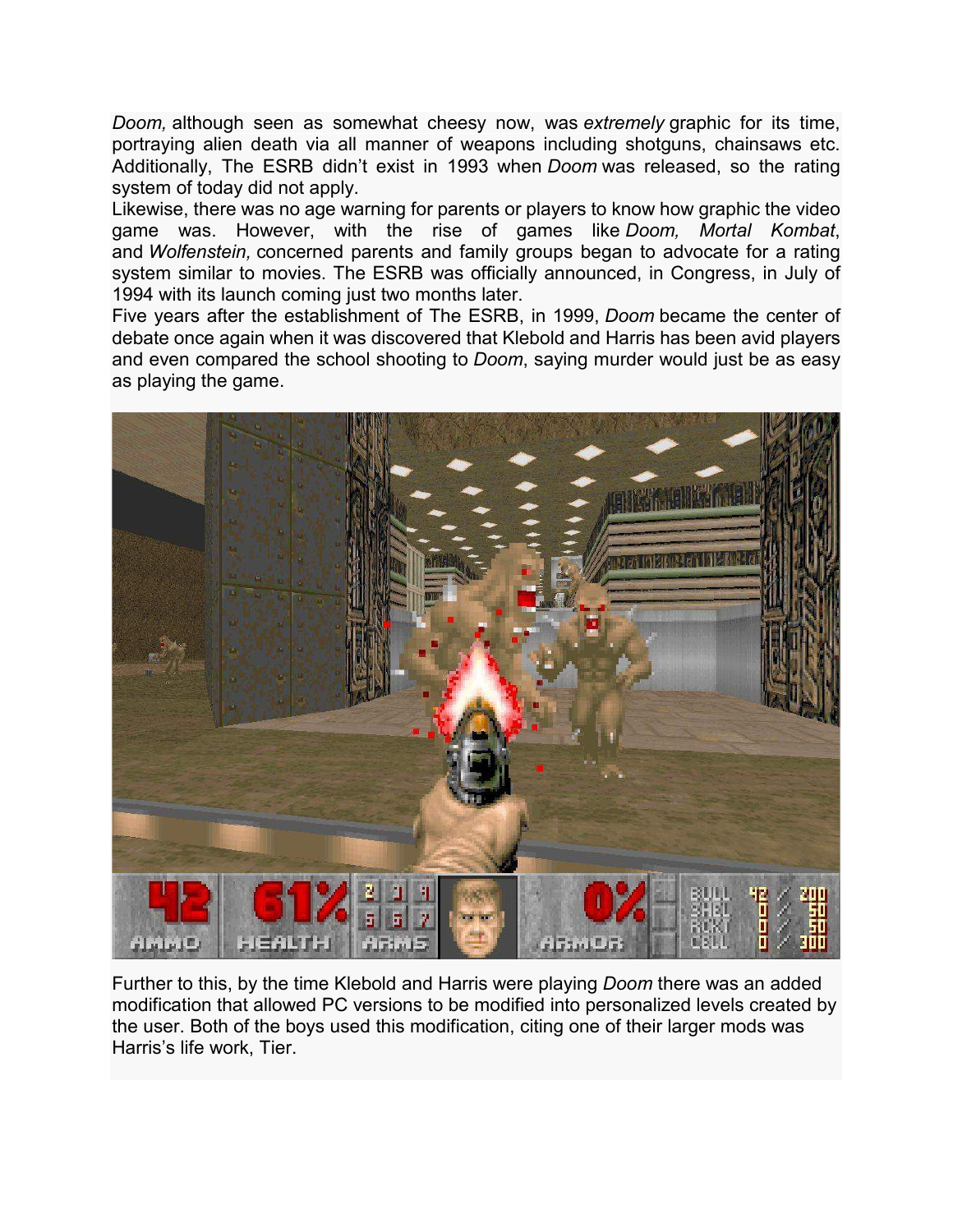*Doom,* although seen as somewhat cheesy now, was *extremely* graphic for its time, portraying alien death via all manner of weapons including shotguns, chainsaws etc. Additionally, The ESRB didn't exist in 1993 when *Doom* was released, so the rating system of today did not apply.

Likewise, there was no age warning for parents or players to know how graphic the video game was. However, with the rise of games like *Doom, Mortal Kombat*, and *Wolfenstein,* concerned parents and family groups began to advocate for a rating system similar to movies. The ESRB was officially announced, in Congress, in July of 1994 with its launch coming just two months later.

Five years after the establishment of The ESRB, in 1999, *Doom* became the center of debate once again when it was discovered that Klebold and Harris has been avid players and even compared the school shooting to *Doom*, saying murder would just be as easy as playing the game.

Further to this, by the time Klebold and Harris were playing *Doom* there was an added modification that allowed PC versions to be modified into personalized levels created by the user. Both of the boys used this modification, citing one of their larger mods was Harris's life work, Tier.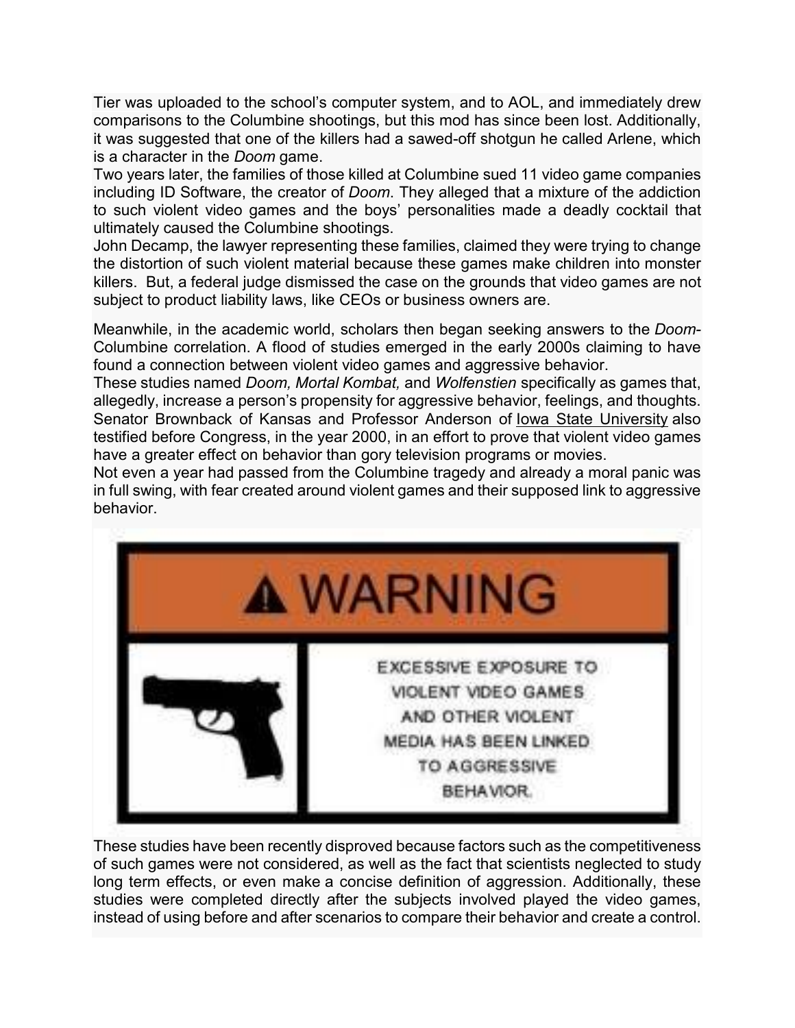Tier was uploaded to the school's computer system, and to AOL, and immediately drew comparisons to the Columbine shootings, but this mod has since been lost. Additionally, it was suggested that one of the killers had a sawed-off shotgun he called Arlene, which is a character in the *Doom* game.

Two years later, the families of those killed at Columbine sued 11 video game companies including ID Software, the creator of *Doom*. They alleged that a mixture of the addiction to such violent video games and the boys' personalities made a deadly cocktail that ultimately caused the Columbine shootings.

John Decamp, the lawyer representing these families, claimed they were trying to change the distortion of such violent material because these games make children into monster killers. But, a federal judge dismissed the case on the grounds that video games are not subject to product liability laws, like CEOs or business owners are.

Meanwhile, in the academic world, scholars then began seeking answers to the *Doom*-Columbine correlation. A flood of studies emerged in the early 2000s claiming to have found a connection between violent video games and aggressive behavior.

These studies named *Doom, Mortal Kombat,* and *Wolfenstien* specifically as games that, allegedly, increase a person's propensity for aggressive behavior, feelings, and thoughts. Senator Brownback of Kansas and Professor Anderson of Iowa State University also testified before Congress, in the year 2000, in an effort to prove that violent video games have a greater effect on behavior than gory television programs or movies.

Not even a year had passed from the Columbine tragedy and already a moral panic was in full swing, with fear created around violent games and their supposed link to aggressive behavior.

⚠ WARNING

EXCESSIVE EXPOSURE TO VIOLENT VIDEO GAMES AND OTHER VIOLENT MEDIA HAS BEEN LINKED TO AGGRESSIVE BEHAVIOR.

These studies have been recently disproved because factors such as the competitiveness of such games were not considered, as well as the fact that scientists neglected to study long term effects, or even make a concise definition of aggression. Additionally, these studies were completed directly after the subjects involved played the video games, instead of using before and after scenarios to compare their behavior and create a control.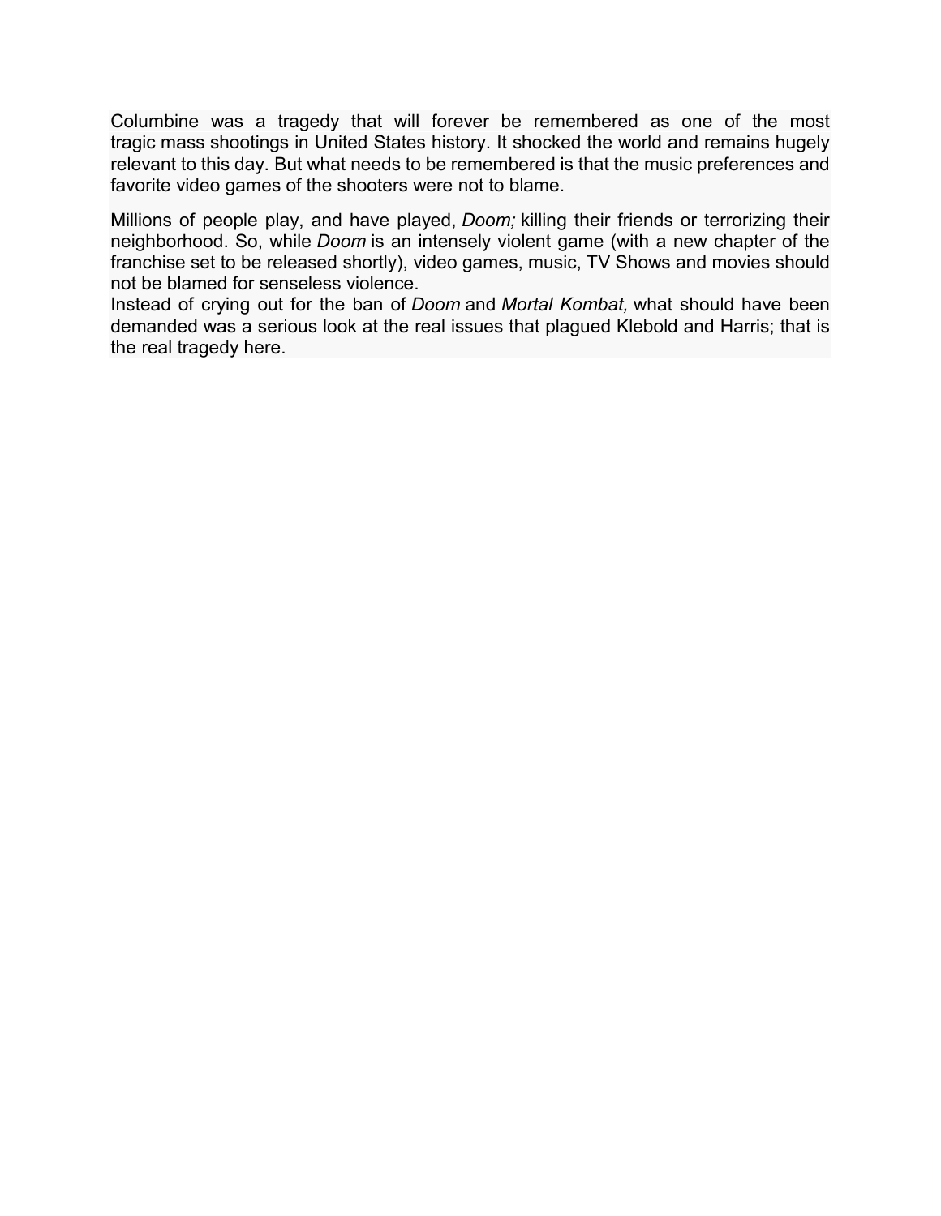Columbine was a tragedy that will forever be remembered as one of the most tragic mass shootings in United States history. It shocked the world and remains hugely relevant to this day. But what needs to be remembered is that the music preferences and favorite video games of the shooters were not to blame.

Millions of people play, and have played, *Doom;* killing their friends or terrorizing their neighborhood. So, while *Doom* is an intensely violent game (with a new chapter of the franchise set to be released shortly), video games, music, TV Shows and movies should not be blamed for senseless violence.

Instead of crying out for the ban of *Doom* and *Mortal Kombat,* what should have been demanded was a serious look at the real issues that plagued Klebold and Harris; that is the real tragedy here.